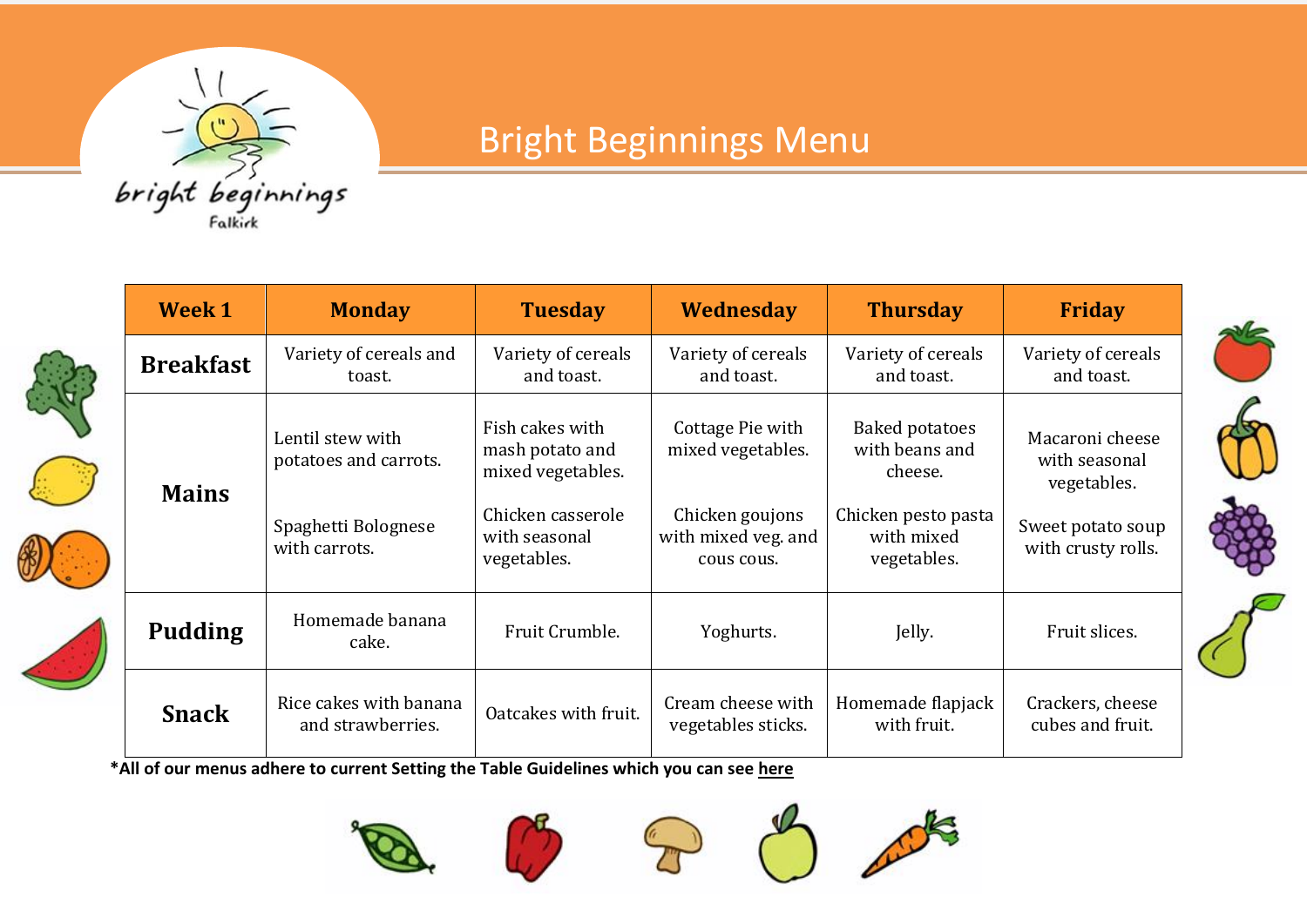# Bright Beginnings Menu

bright beginnings
Falkirk

| Week 1 | Monday | Tuesday | Wednesday | Thursday | Friday |
| --- | --- | --- | --- | --- | --- |
| **Breakfast** | Variety of cereals and toast. | Variety of cereals and toast. | Variety of cereals and toast. | Variety of cereals and toast. | Variety of cereals and toast. |
| **Mains** | Lentil stew with potatoes and carrots.<br><br>Spaghetti Bolognese with carrots. | Fish cakes with mash potato and mixed vegetables.<br><br>Chicken casserole with seasonal vegetables. | Cottage Pie with mixed vegetables.<br><br>Chicken goujons with mixed veg. and cous cous. | Baked potatoes with beans and cheese.<br><br>Chicken pesto pasta with mixed vegetables. | Macaroni cheese with seasonal vegetables.<br><br>Sweet potato soup with crusty rolls. |
| **Pudding** | Homemade banana cake. | Fruit Crumble. | Yoghurts. | Jelly. | Fruit slices. |
| **Snack** | Rice cakes with banana and strawberries. | Oatcakes with fruit. | Cream cheese with vegetables sticks. | Homemade flapjack with fruit. | Crackers, cheese cubes and fruit. |

***All of our menus adhere to current Setting the Table Guidelines which you can see here**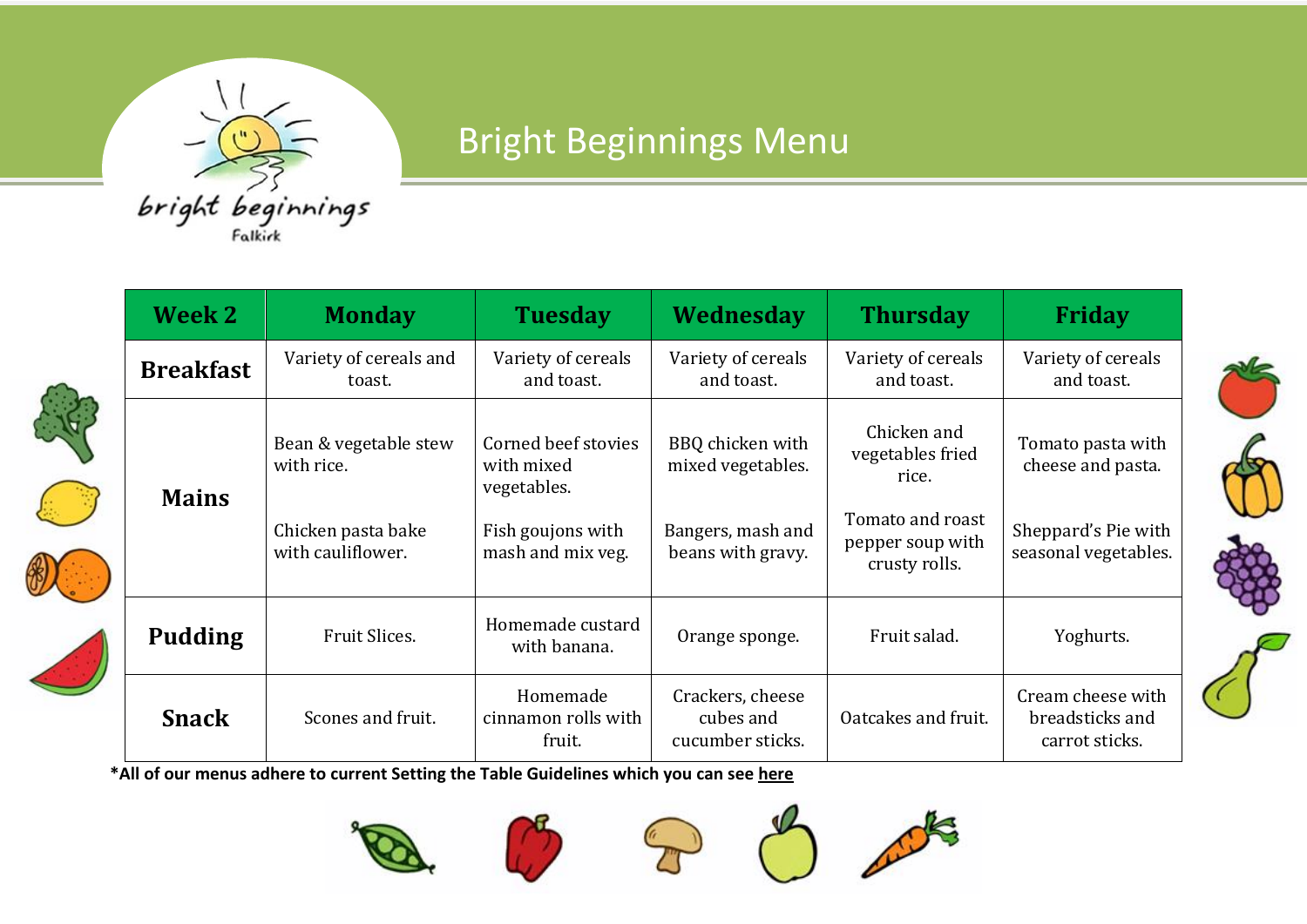# Bright Beginnings Menu

| Week 2 | Monday | Tuesday | Wednesday | Thursday | Friday |
|---|---|---|---|---|---|
| **Breakfast** | Variety of cereals and toast. | Variety of cereals and toast. | Variety of cereals and toast. | Variety of cereals and toast. | Variety of cereals and toast. |
| **Mains** | Bean & vegetable stew with rice.<br><br>Chicken pasta bake with cauliflower. | Corned beef stovies with mixed vegetables.<br><br>Fish goujons with mash and mix veg. | BBQ chicken with mixed vegetables.<br><br>Bangers, mash and beans with gravy. | Chicken and vegetables fried rice.<br><br>Tomato and roast pepper soup with crusty rolls. | Tomato pasta with cheese and pasta.<br><br>Sheppard's Pie with seasonal vegetables. |
| **Pudding** | Fruit Slices. | Homemade custard with banana. | Orange sponge. | Fruit salad. | Yoghurts. |
| **Snack** | Scones and fruit. | Homemade cinnamon rolls with fruit. | Crackers, cheese cubes and cucumber sticks. | Oatcakes and fruit. | Cream cheese with breadsticks and carrot sticks. |

***All of our menus adhere to current Setting the Table Guidelines which you can see here**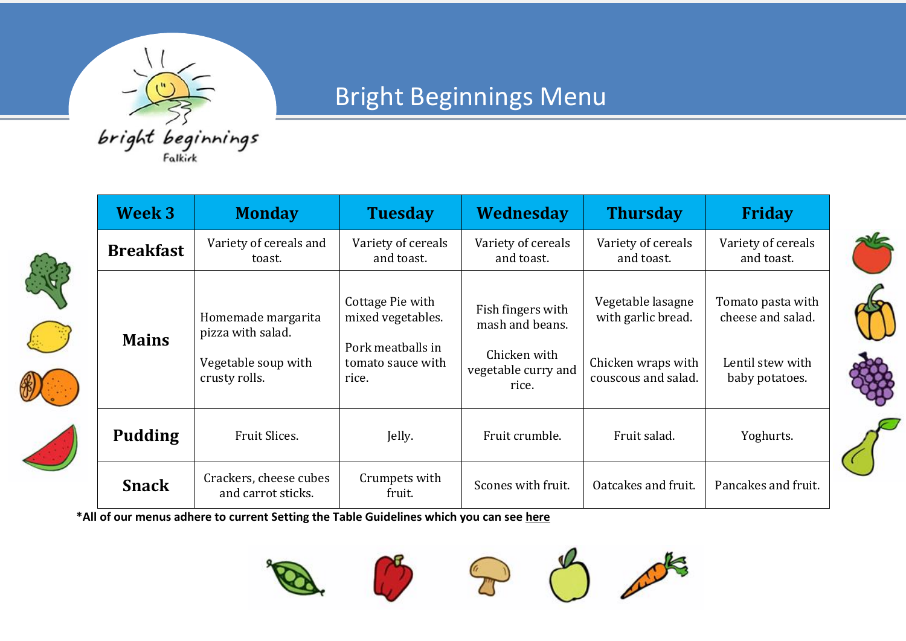# Bright Beginnings Menu

bright beginnings
Falkirk

| Week 3 | Monday | Tuesday | Wednesday | Thursday | Friday |
|---|---|---|---|---|---|
| **Breakfast** | Variety of cereals and toast. | Variety of cereals and toast. | Variety of cereals and toast. | Variety of cereals and toast. | Variety of cereals and toast. |
| **Mains** | Homemade margarita pizza with salad.<br><br>Vegetable soup with crusty rolls. | Cottage Pie with mixed vegetables.<br><br>Pork meatballs in tomato sauce with rice. | Fish fingers with mash and beans.<br><br>Chicken with vegetable curry and rice. | Vegetable lasagne with garlic bread.<br><br>Chicken wraps with couscous and salad. | Tomato pasta with cheese and salad.<br><br>Lentil stew with baby potatoes. |
| **Pudding** | Fruit Slices. | Jelly. | Fruit crumble. | Fruit salad. | Yoghurts. |
| **Snack** | Crackers, cheese cubes and carrot sticks. | Crumpets with fruit. | Scones with fruit. | Oatcakes and fruit. | Pancakes and fruit. |

**\*All of our menus adhere to current Setting the Table Guidelines which you can see here**